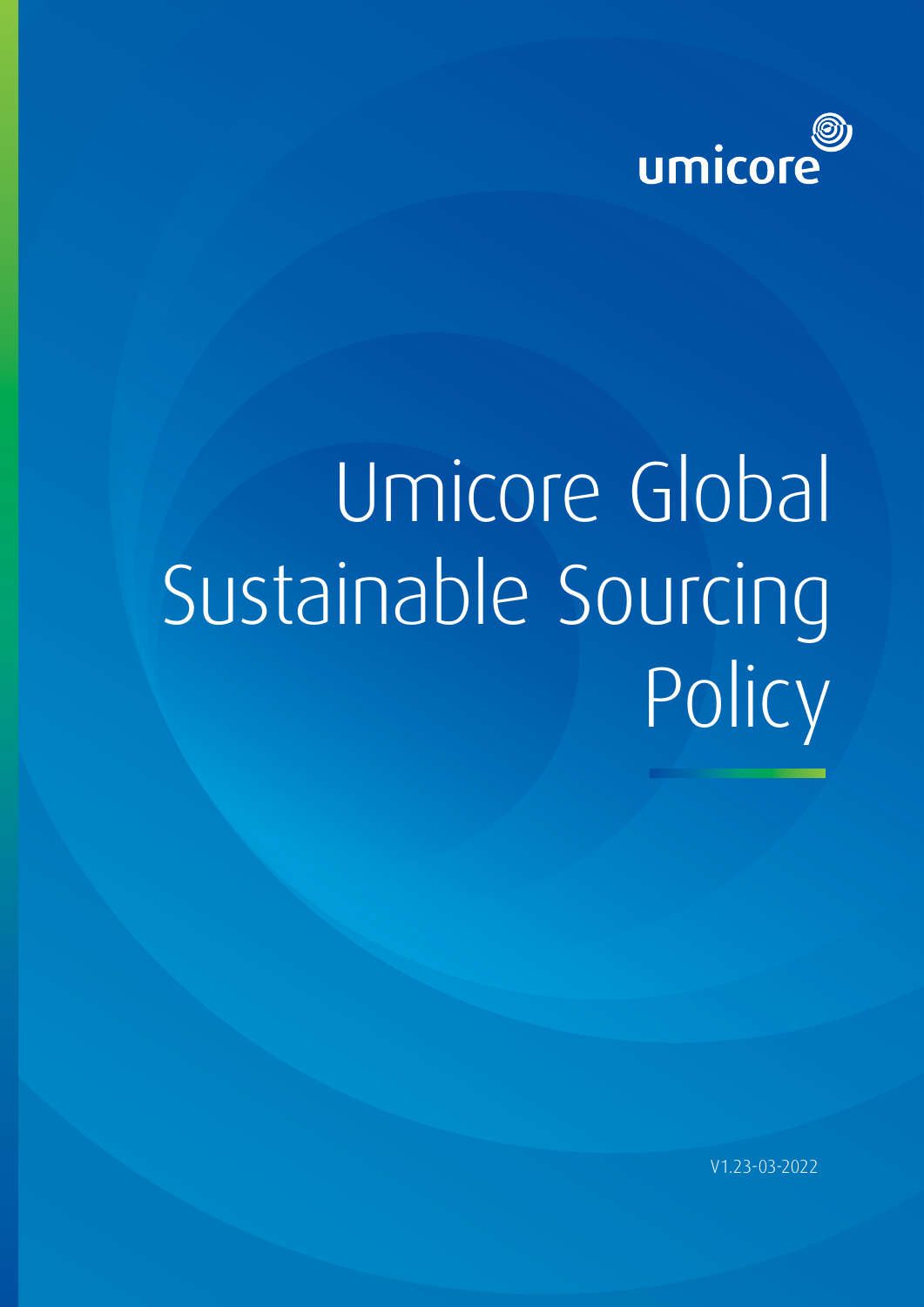umicore

# Umicore Global Sustainable Sourcing Policy

V1.23-03-2022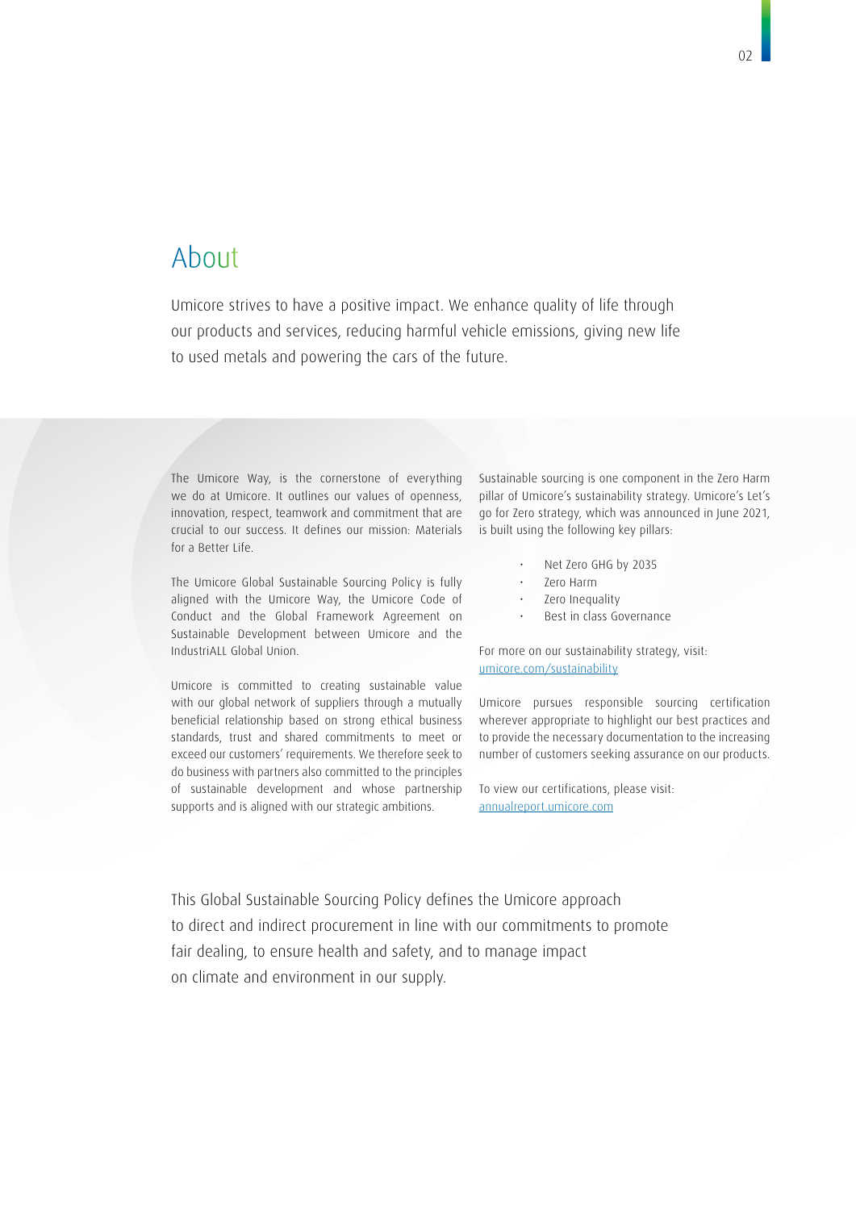# About

Umicore strives to have a positive impact. We enhance quality of life through our products and services, reducing harmful vehicle emissions, giving new life to used metals and powering the cars of the future.

The Umicore Way, is the cornerstone of everything we do at Umicore. It outlines our values of openness, innovation, respect, teamwork and commitment that are crucial to our success. It defines our mission: Materials for a Better Life.

The Umicore Global Sustainable Sourcing Policy is fully aligned with the Umicore Way, the Umicore Code of Conduct and the Global Framework Agreement on Sustainable Development between Umicore and the IndustriALL Global Union.

Umicore is committed to creating sustainable value with our global network of suppliers through a mutually beneficial relationship based on strong ethical business standards, trust and shared commitments to meet or exceed our customers' requirements. We therefore seek to do business with partners also committed to the principles of sustainable development and whose partnership supports and is aligned with our strategic ambitions.

Sustainable sourcing is one component in the Zero Harm pillar of Umicore's sustainability strategy. Umicore's Let's go for Zero strategy, which was announced in June 2021, is built using the following key pillars:

- Net Zero GHG by 2035
- Zero Harm
- Zero Inequality
- Best in class Governance

For more on our sustainability strategy, visit:
[umicore.com/sustainability](umicore.com/sustainability)

Umicore pursues responsible sourcing certification wherever appropriate to highlight our best practices and to provide the necessary documentation to the increasing number of customers seeking assurance on our products.

To view our certifications, please visit:
[annualreport.umicore.com](annualreport.umicore.com)

This Global Sustainable Sourcing Policy defines the Umicore approach to direct and indirect procurement in line with our commitments to promote fair dealing, to ensure health and safety, and to manage impact on climate and environment in our supply.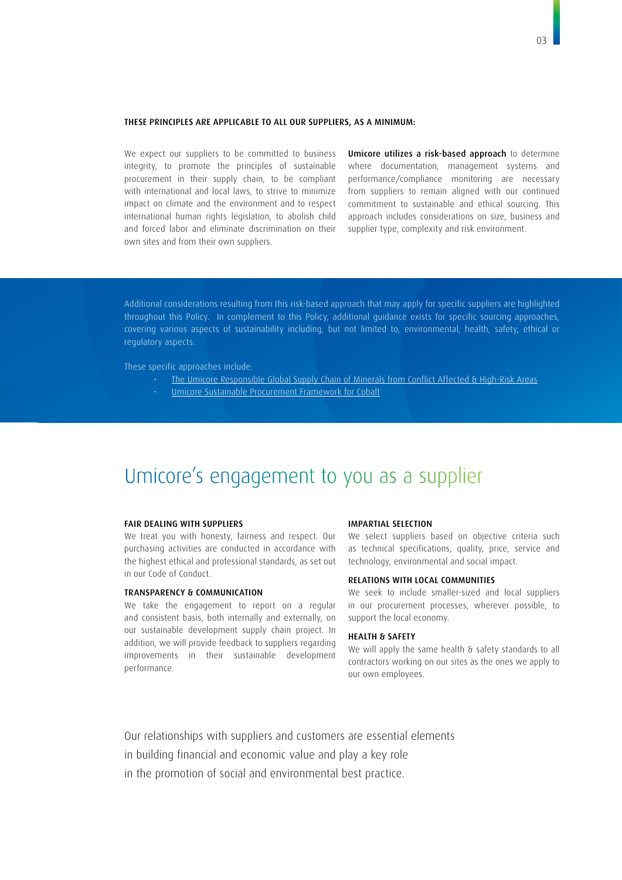**THESE PRINCIPLES ARE APPLICABLE TO ALL OUR SUPPLIERS, AS A MINIMUM:**

We expect our suppliers to be committed to business integrity, to promote the principles of sustainable procurement in their supply chain, to be compliant with international and local laws, to strive to minimize impact on climate and the environment and to respect international human rights legislation, to abolish child and forced labor and eliminate discrimination on their own sites and from their own suppliers.

**Umicore utilizes a risk-based approach** to determine where documentation, management systems and performance/compliance monitoring are necessary from suppliers to remain aligned with our continued commitment to sustainable and ethical sourcing. This approach includes considerations on size, business and supplier type, complexity and risk environment.

Additional considerations resulting from this risk-based approach that may apply for specific suppliers are highlighted throughout this Policy. In complement to this Policy, additional guidance exists for specific sourcing approaches, covering various aspects of sustainability including, but not limited to, environmental, health, safety, ethical or regulatory aspects.

These specific approaches include:

- The Umicore Responsible Global Supply Chain of Minerals from Conflict Affected & High-Risk Areas
- Umicore Sustainable Procurement Framework for Cobalt

# Umicore's engagement to you as a supplier

**FAIR DEALING WITH SUPPLIERS**

We treat you with honesty, fairness and respect. Our purchasing activities are conducted in accordance with the highest ethical and professional standards, as set out in our Code of Conduct.

**TRANSPARENCY & COMMUNICATION**

We take the engagement to report on a regular and consistent basis, both internally and externally, on our sustainable development supply chain project. In addition, we will provide feedback to suppliers regarding improvements in their sustainable development performance.

**IMPARTIAL SELECTION**

We select suppliers based on objective criteria such as technical specifications, quality, price, service and technology, environmental and social impact.

**RELATIONS WITH LOCAL COMMUNITIES**

We seek to include smaller-sized and local suppliers in our procurement processes, wherever possible, to support the local economy.

**HEALTH & SAFETY**

We will apply the same health & safety standards to all contractors working on our sites as the ones we apply to our own employees.

Our relationships with suppliers and customers are essential elements in building financial and economic value and play a key role in the promotion of social and environmental best practice.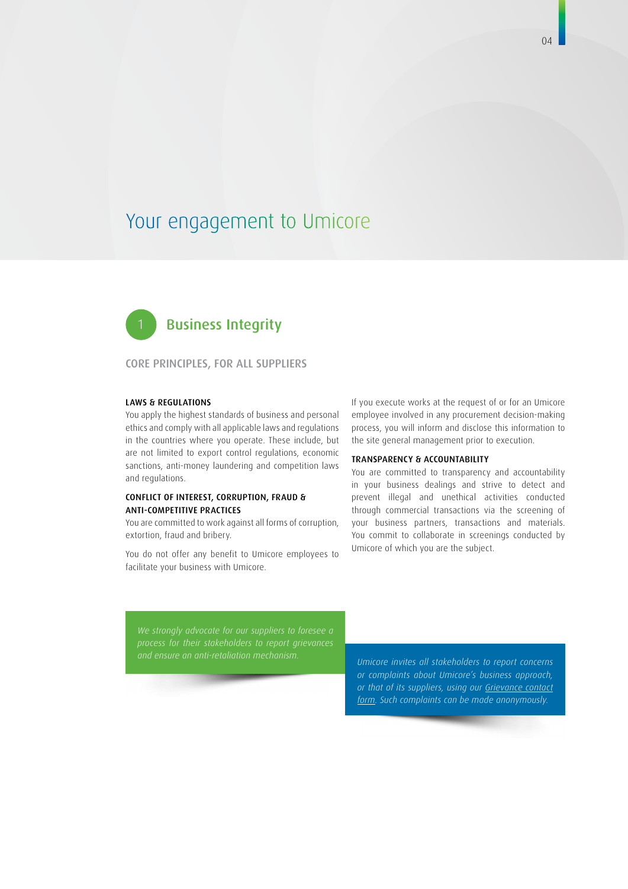# Your engagement to Umicore

## 1 Business Integrity

### CORE PRINCIPLES, FOR ALL SUPPLIERS

**LAWS & REGULATIONS**

You apply the highest standards of business and personal ethics and comply with all applicable laws and regulations in the countries where you operate. These include, but are not limited to export control regulations, economic sanctions, anti-money laundering and competition laws and regulations.

**CONFLICT OF INTEREST, CORRUPTION, FRAUD & ANTI-COMPETITIVE PRACTICES**

You are committed to work against all forms of corruption, extortion, fraud and bribery.

You do not offer any benefit to Umicore employees to facilitate your business with Umicore.

If you execute works at the request of or for an Umicore employee involved in any procurement decision-making process, you will inform and disclose this information to the site general management prior to execution.

**TRANSPARENCY & ACCOUNTABILITY**

You are committed to transparency and accountability in your business dealings and strive to detect and prevent illegal and unethical activities conducted through commercial transactions via the screening of your business partners, transactions and materials. You commit to collaborate in screenings conducted by Umicore of which you are the subject.

*We strongly advocate for our suppliers to foresee a process for their stakeholders to report grievances and ensure an anti-retaliation mechanism.*

*Umicore invites all stakeholders to report concerns or complaints about Umicore's business approach, or that of its suppliers, using our Grievance contact form. Such complaints can be made anonymously.*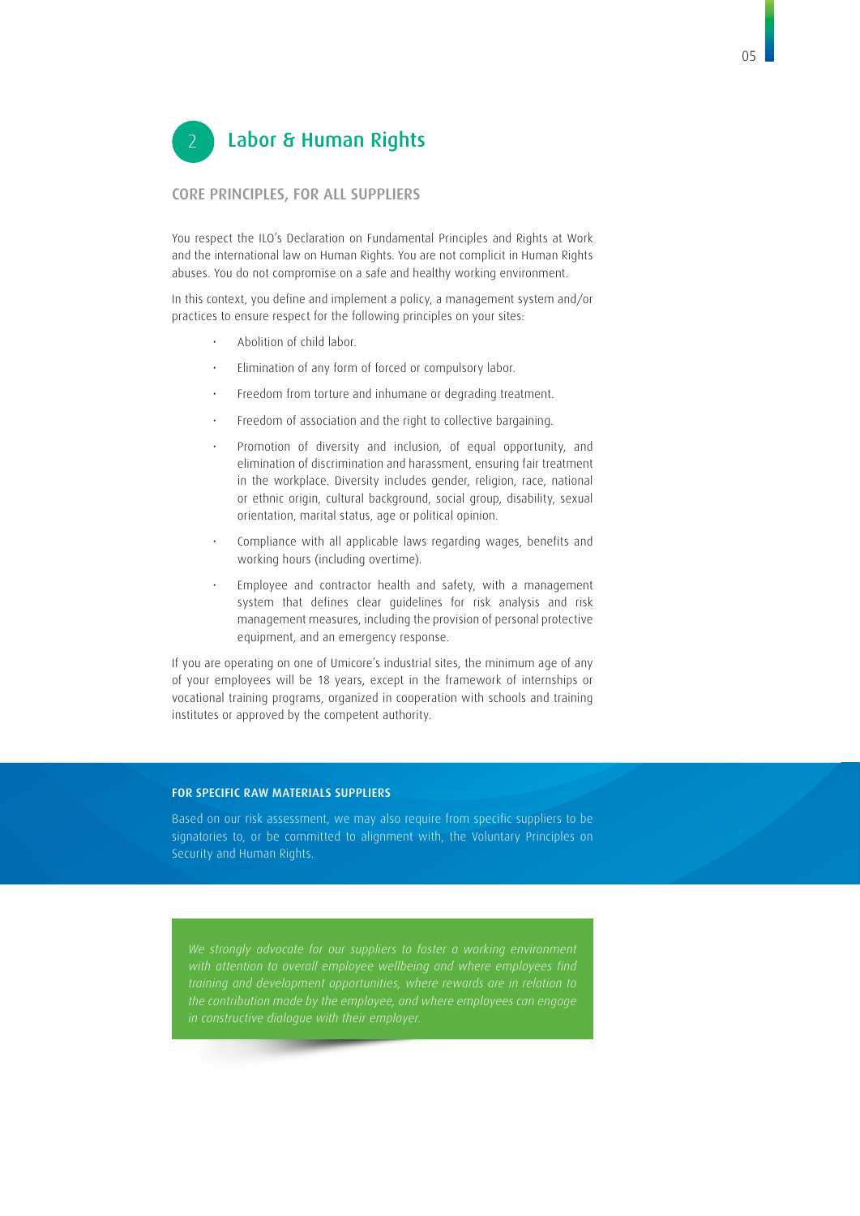## 2 Labor & Human Rights

### CORE PRINCIPLES, FOR ALL SUPPLIERS

You respect the ILO's Declaration on Fundamental Principles and Rights at Work and the international law on Human Rights. You are not complicit in Human Rights abuses. You do not compromise on a safe and healthy working environment.

In this context, you define and implement a policy, a management system and/or practices to ensure respect for the following principles on your sites:

- Abolition of child labor.
- Elimination of any form of forced or compulsory labor.
- Freedom from torture and inhumane or degrading treatment.
- Freedom of association and the right to collective bargaining.
- Promotion of diversity and inclusion, of equal opportunity, and elimination of discrimination and harassment, ensuring fair treatment in the workplace. Diversity includes gender, religion, race, national or ethnic origin, cultural background, social group, disability, sexual orientation, marital status, age or political opinion.
- Compliance with all applicable laws regarding wages, benefits and working hours (including overtime).
- Employee and contractor health and safety, with a management system that defines clear guidelines for risk analysis and risk management measures, including the provision of personal protective equipment, and an emergency response.

If you are operating on one of Umicore's industrial sites, the minimum age of any of your employees will be 18 years, except in the framework of internships or vocational training programs, organized in cooperation with schools and training institutes or approved by the competent authority.

#### FOR SPECIFIC RAW MATERIALS SUPPLIERS

Based on our risk assessment, we may also require from specific suppliers to be signatories to, or be committed to alignment with, the Voluntary Principles on Security and Human Rights.

*We strongly advocate for our suppliers to foster a working environment with attention to overall employee wellbeing and where employees find training and development opportunities, where rewards are in relation to the contribution made by the employee, and where employees can engage in constructive dialogue with their employer.*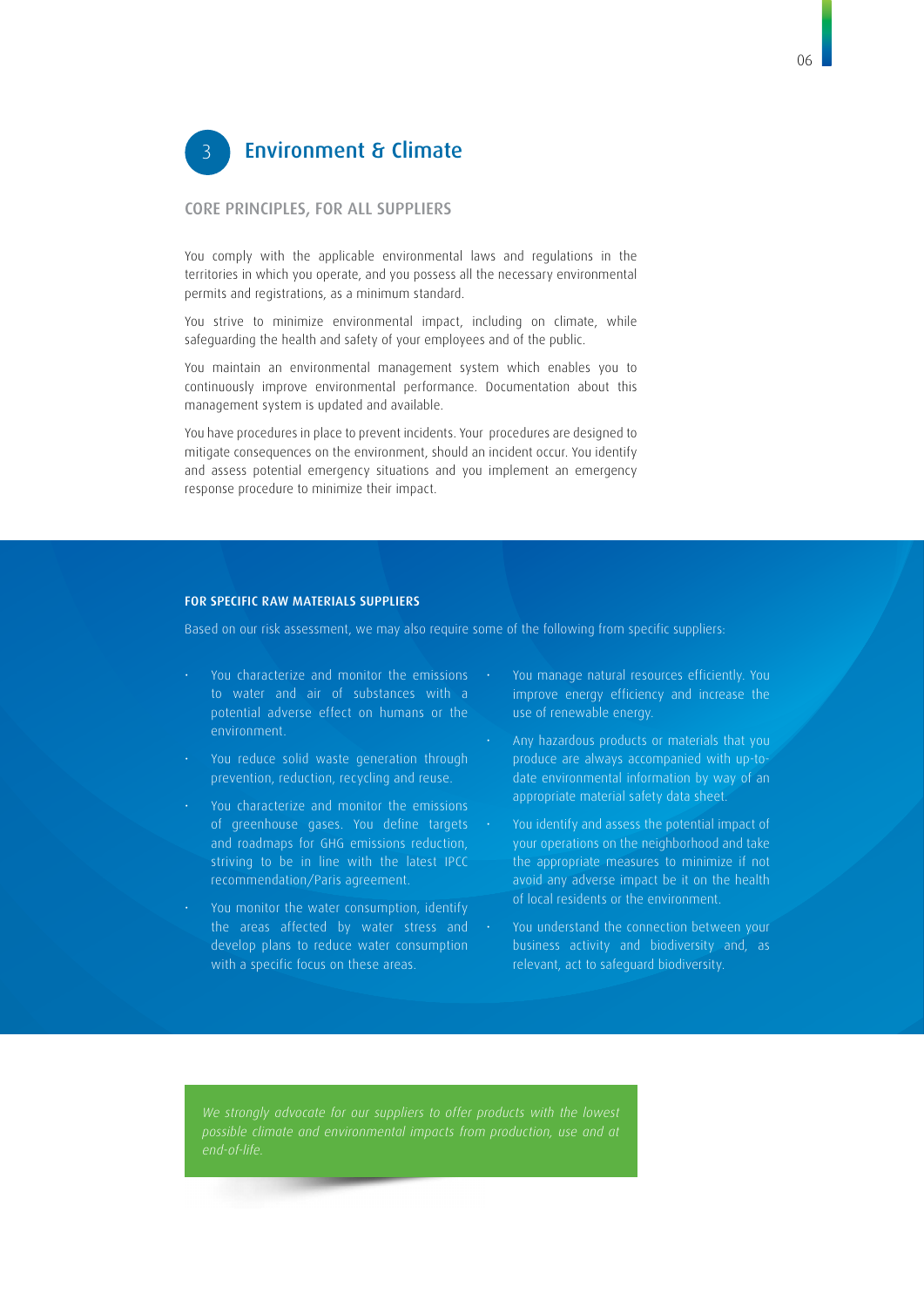## 3 Environment & Climate

### CORE PRINCIPLES, FOR ALL SUPPLIERS

You comply with the applicable environmental laws and regulations in the territories in which you operate, and you possess all the necessary environmental permits and registrations, as a minimum standard.

You strive to minimize environmental impact, including on climate, while safeguarding the health and safety of your employees and of the public.

You maintain an environmental management system which enables you to continuously improve environmental performance. Documentation about this management system is updated and available.

You have procedures in place to prevent incidents. Your procedures are designed to mitigate consequences on the environment, should an incident occur. You identify and assess potential emergency situations and you implement an emergency response procedure to minimize their impact.

**FOR SPECIFIC RAW MATERIALS SUPPLIERS**

Based on our risk assessment, we may also require some of the following from specific suppliers:

- You characterize and monitor the emissions to water and air of substances with a potential adverse effect on humans or the environment.
- You reduce solid waste generation through prevention, reduction, recycling and reuse.
- You characterize and monitor the emissions of greenhouse gases. You define targets and roadmaps for GHG emissions reduction, striving to be in line with the latest IPCC recommendation/Paris agreement.
- You monitor the water consumption, identify the areas affected by water stress and develop plans to reduce water consumption with a specific focus on these areas.
- You manage natural resources efficiently. You improve energy efficiency and increase the use of renewable energy.
- Any hazardous products or materials that you produce are always accompanied with up-to-date environmental information by way of an appropriate material safety data sheet.
- You identify and assess the potential impact of your operations on the neighborhood and take the appropriate measures to minimize if not avoid any adverse impact be it on the health of local residents or the environment.
- You understand the connection between your business activity and biodiversity and, as relevant, act to safeguard biodiversity.

*We strongly advocate for our suppliers to offer products with the lowest possible climate and environmental impacts from production, use and at end-of-life.*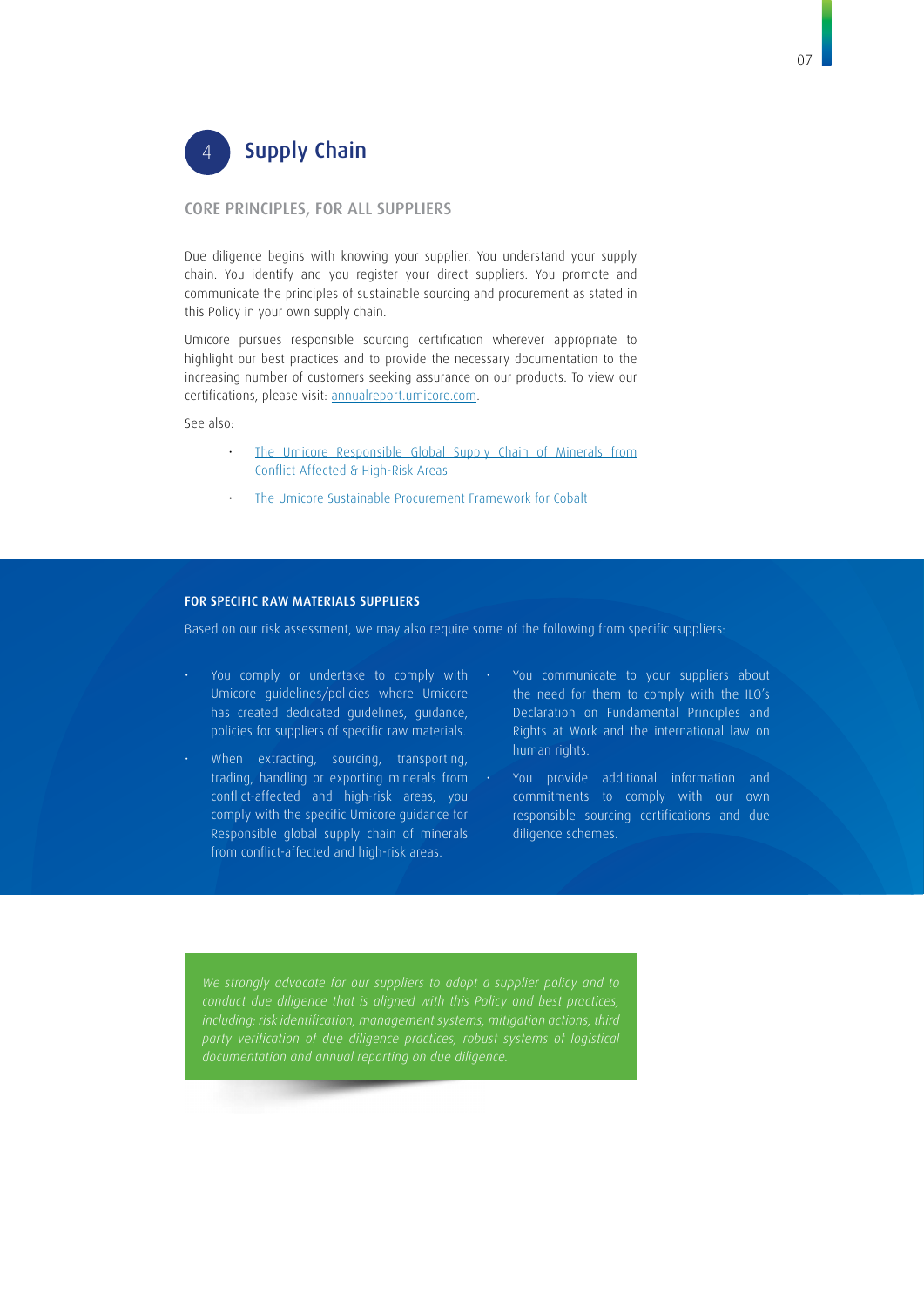## 4 Supply Chain

### CORE PRINCIPLES, FOR ALL SUPPLIERS

Due diligence begins with knowing your supplier. You understand your supply chain. You identify and you register your direct suppliers. You promote and communicate the principles of sustainable sourcing and procurement as stated in this Policy in your own supply chain.

Umicore pursues responsible sourcing certification wherever appropriate to highlight our best practices and to provide the necessary documentation to the increasing number of customers seeking assurance on our products. To view our certifications, please visit: annualreport.umicore.com.

See also:

- The Umicore Responsible Global Supply Chain of Minerals from Conflict Affected & High-Risk Areas
- The Umicore Sustainable Procurement Framework for Cobalt

### FOR SPECIFIC RAW MATERIALS SUPPLIERS

Based on our risk assessment, we may also require some of the following from specific suppliers:

- You comply or undertake to comply with Umicore guidelines/policies where Umicore has created dedicated guidelines, guidance, policies for suppliers of specific raw materials.
- When extracting, sourcing, transporting, trading, handling or exporting minerals from conflict-affected and high-risk areas, you comply with the specific Umicore guidance for Responsible global supply chain of minerals from conflict-affected and high-risk areas.
- You communicate to your suppliers about the need for them to comply with the ILO's Declaration on Fundamental Principles and Rights at Work and the international law on human rights.
- You provide additional information and commitments to comply with our own responsible sourcing certifications and due diligence schemes.

*We strongly advocate for our suppliers to adopt a supplier policy and to conduct due diligence that is aligned with this Policy and best practices, including: risk identification, management systems, mitigation actions, third party verification of due diligence practices, robust systems of logistical documentation and annual reporting on due diligence.*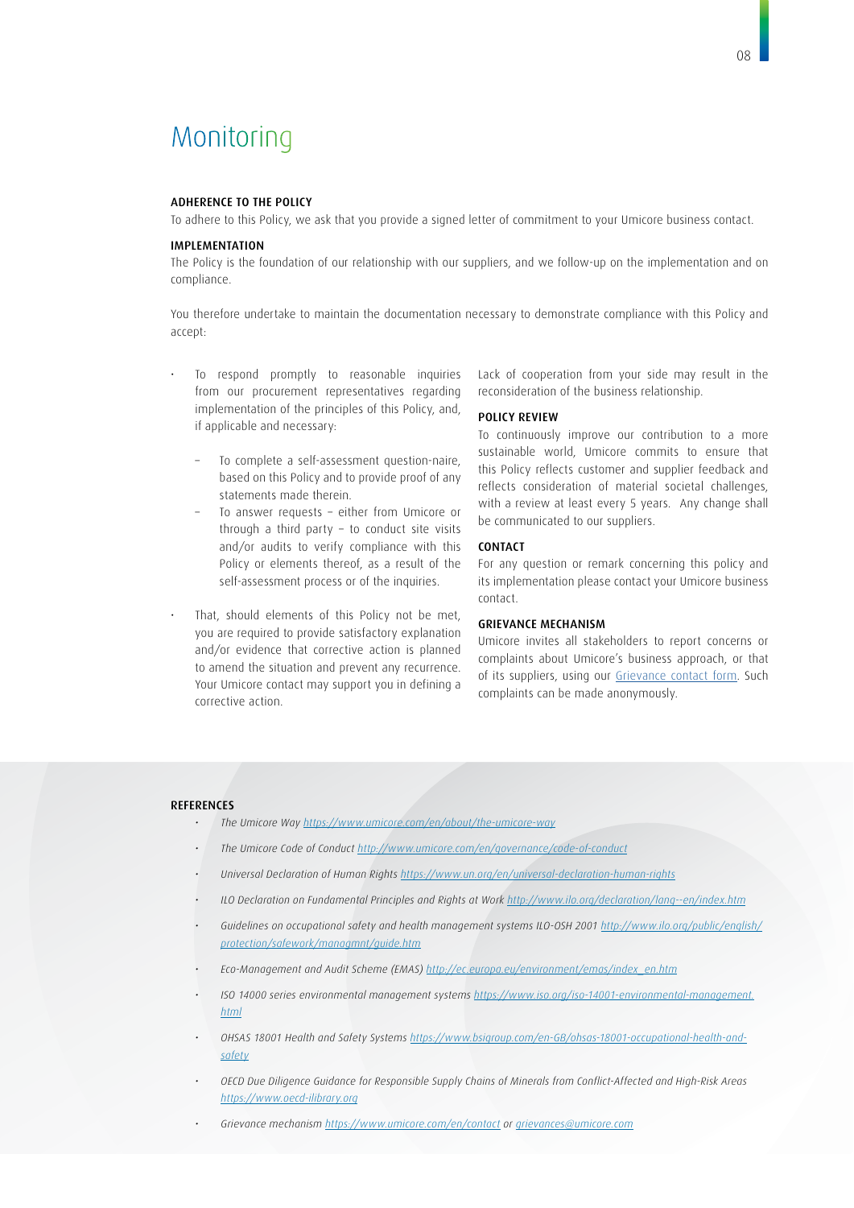# Monitoring

#### ADHERENCE TO THE POLICY

To adhere to this Policy, we ask that you provide a signed letter of commitment to your Umicore business contact.

#### IMPLEMENTATION

The Policy is the foundation of our relationship with our suppliers, and we follow-up on the implementation and on compliance.

You therefore undertake to maintain the documentation necessary to demonstrate compliance with this Policy and accept:

- To respond promptly to reasonable inquiries from our procurement representatives regarding implementation of the principles of this Policy, and, if applicable and necessary:
  - To complete a self-assessment question-naire, based on this Policy and to provide proof of any statements made therein.
  - To answer requests – either from Umicore or through a third party – to conduct site visits and/or audits to verify compliance with this Policy or elements thereof, as a result of the self-assessment process or of the inquiries.
- That, should elements of this Policy not be met, you are required to provide satisfactory explanation and/or evidence that corrective action is planned to amend the situation and prevent any recurrence. Your Umicore contact may support you in defining a corrective action.

Lack of cooperation from your side may result in the reconsideration of the business relationship.

#### POLICY REVIEW

To continuously improve our contribution to a more sustainable world, Umicore commits to ensure that this Policy reflects customer and supplier feedback and reflects consideration of material societal challenges, with a review at least every 5 years. Any change shall be communicated to our suppliers.

#### CONTACT

For any question or remark concerning this policy and its implementation please contact your Umicore business contact.

#### GRIEVANCE MECHANISM

Umicore invites all stakeholders to report concerns or complaints about Umicore's business approach, or that of its suppliers, using our Grievance contact form. Such complaints can be made anonymously.

#### REFERENCES

- *The Umicore Way https://www.umicore.com/en/about/the-umicore-way*
- *The Umicore Code of Conduct http://www.umicore.com/en/governance/code-of-conduct*
- *Universal Declaration of Human Rights https://www.un.org/en/universal-declaration-human-rights*
- *ILO Declaration on Fundamental Principles and Rights at Work http://www.ilo.org/declaration/lang--en/index.htm*
- *Guidelines on occupational safety and health management systems ILO-OSH 2001 http://www.ilo.org/public/english/protection/safework/managmnt/guide.htm*
- *Eco-Management and Audit Scheme (EMAS) http://ec.europa.eu/environment/emas/index_en.htm*
- *ISO 14000 series environmental management systems https://www.iso.org/iso-14001-environmental-management.html*
- *OHSAS 18001 Health and Safety Systems https://www.bsigroup.com/en-GB/ohsas-18001-occupational-health-and-safety*
- *OECD Due Diligence Guidance for Responsible Supply Chains of Minerals from Conflict-Affected and High-Risk Areas https://www.oecd-ilibrary.org*
- *Grievance mechanism https://www.umicore.com/en/contact or grievances@umicore.com*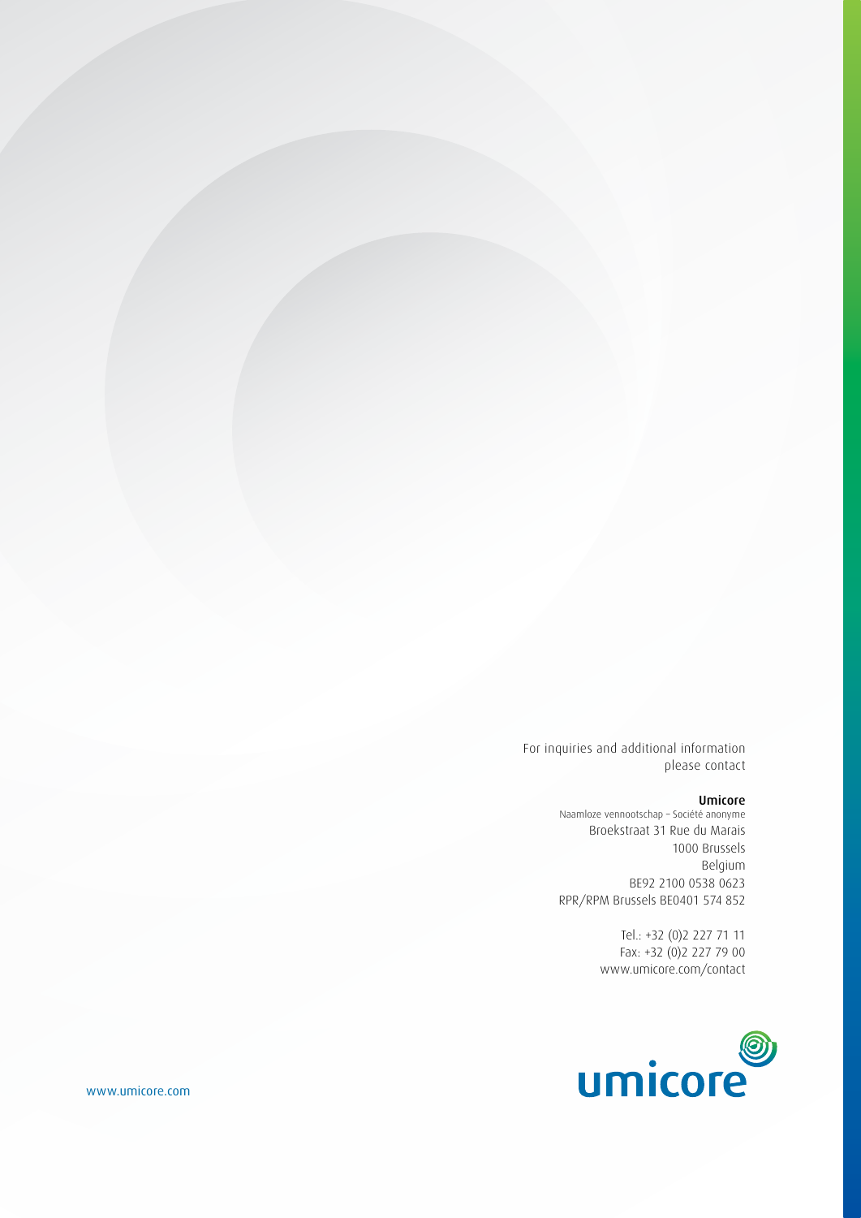For inquiries and additional information
please contact

**Umicore**
Naamloze vennootschap – Société anonyme
Broekstraat 31 Rue du Marais
1000 Brussels
Belgium
BE92 2100 0538 0623
RPR/RPM Brussels BE0401 574 852

Tel.: +32 (0)2 227 71 11
Fax: +32 (0)2 227 79 00
www.umicore.com/contact

www.umicore.com